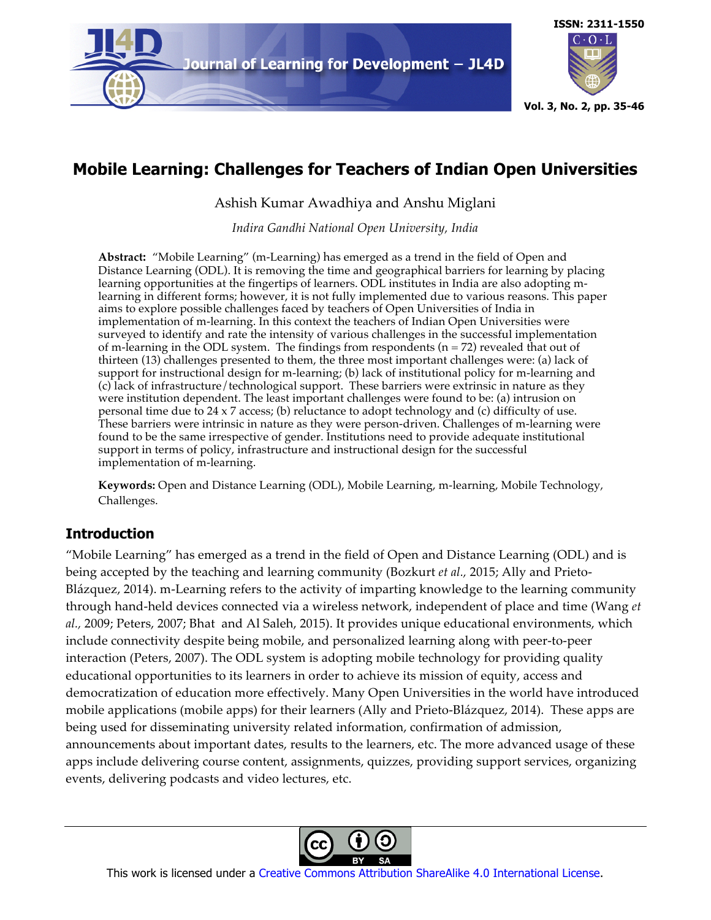# Mobile Learning: Challenges for Teachers of Indian Open Universities

Ashish Kumar Awadhiya and Anshu Miglani

*Indira Gandhi National Open University, India*

**Abstract:** "Mobile Learning" (m-Learning) has emerged as a trend in the field of Open and Distance Learning (ODL). It is removing the time and geographical barriers for learning by placing learning opportunities at the fingertips of learners. ODL institutes in India are also adopting m-learning in different forms; however, it is not fully implemented due to various reasons. This paper aims to explore possible challenges faced by teachers of Open Universities of India in implementation of m-learning. In this context the teachers of Indian Open Universities were surveyed to identify and rate the intensity of various challenges in the successful implementation of m-learning in the ODL system. The findings from respondents (n = 72) revealed that out of thirteen (13) challenges presented to them, the three most important challenges were: (a) lack of support for instructional design for m-learning; (b) lack of institutional policy for m-learning and (c) lack of infrastructure/technological support. These barriers were extrinsic in nature as they were institution dependent. The least important challenges were found to be: (a) intrusion on personal time due to 24 x 7 access; (b) reluctance to adopt technology and (c) difficulty of use. These barriers were intrinsic in nature as they were person-driven. Challenges of m-learning were found to be the same irrespective of gender. Institutions need to provide adequate institutional support in terms of policy, infrastructure and instructional design for the successful implementation of m-learning.

**Keywords:** Open and Distance Learning (ODL), Mobile Learning, m-learning, Mobile Technology, Challenges.

## Introduction

"Mobile Learning" has emerged as a trend in the field of Open and Distance Learning (ODL) and is being accepted by the teaching and learning community (Bozkurt *et al.,* 2015; Ally and Prieto-Blázquez, 2014). m-Learning refers to the activity of imparting knowledge to the learning community through hand-held devices connected via a wireless network, independent of place and time (Wang *et al.,* 2009; Peters, 2007; Bhat and Al Saleh, 2015). It provides unique educational environments, which include connectivity despite being mobile, and personalized learning along with peer-to-peer interaction (Peters, 2007). The ODL system is adopting mobile technology for providing quality educational opportunities to its learners in order to achieve its mission of equity, access and democratization of education more effectively. Many Open Universities in the world have introduced mobile applications (mobile apps) for their learners (Ally and Prieto-Blázquez, 2014). These apps are being used for disseminating university related information, confirmation of admission, announcements about important dates, results to the learners, etc. The more advanced usage of these apps include delivering course content, assignments, quizzes, providing support services, organizing events, delivering podcasts and video lectures, etc.

This work is licensed under a Creative Commons Attribution ShareAlike 4.0 International License.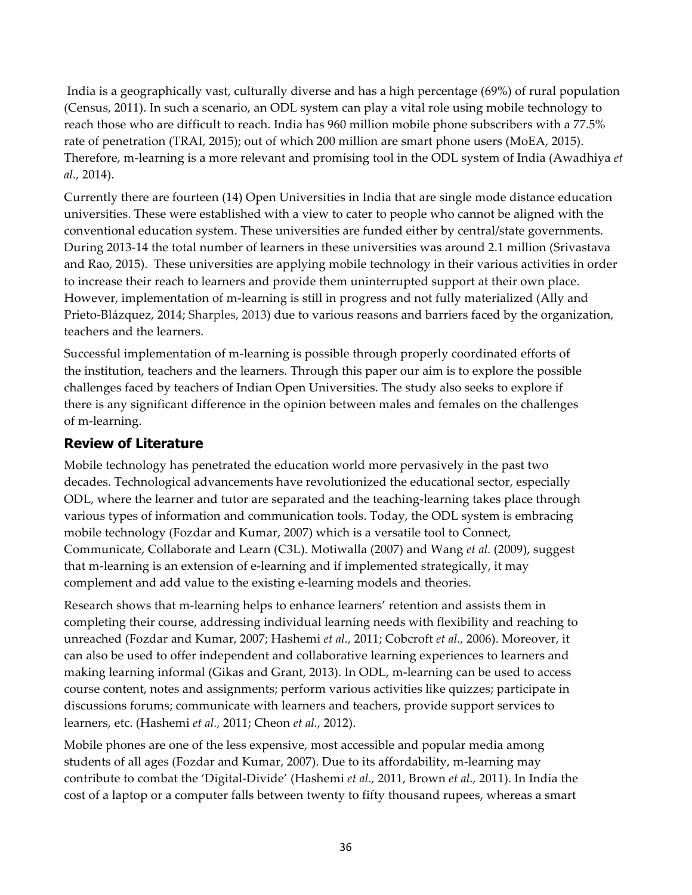India is a geographically vast, culturally diverse and has a high percentage (69%) of rural population (Census, 2011). In such a scenario, an ODL system can play a vital role using mobile technology to reach those who are difficult to reach. India has 960 million mobile phone subscribers with a 77.5% rate of penetration (TRAI, 2015); out of which 200 million are smart phone users (MoEA, 2015). Therefore, m-learning is a more relevant and promising tool in the ODL system of India (Awadhiya *et al.,* 2014).

Currently there are fourteen (14) Open Universities in India that are single mode distance education universities. These were established with a view to cater to people who cannot be aligned with the conventional education system. These universities are funded either by central/state governments. During 2013-14 the total number of learners in these universities was around 2.1 million (Srivastava and Rao, 2015). These universities are applying mobile technology in their various activities in order to increase their reach to learners and provide them uninterrupted support at their own place. However, implementation of m-learning is still in progress and not fully materialized (Ally and Prieto-Blázquez, 2014; Sharples, 2013) due to various reasons and barriers faced by the organization, teachers and the learners.

Successful implementation of m-learning is possible through properly coordinated efforts of the institution, teachers and the learners. Through this paper our aim is to explore the possible challenges faced by teachers of Indian Open Universities. The study also seeks to explore if there is any significant difference in the opinion between males and females on the challenges of m-learning.

## Review of Literature

Mobile technology has penetrated the education world more pervasively in the past two decades. Technological advancements have revolutionized the educational sector, especially ODL, where the learner and tutor are separated and the teaching-learning takes place through various types of information and communication tools. Today, the ODL system is embracing mobile technology (Fozdar and Kumar, 2007) which is a versatile tool to Connect, Communicate, Collaborate and Learn (C3L). Motiwalla (2007) and Wang *et al.* (2009), suggest that m-learning is an extension of e-learning and if implemented strategically, it may complement and add value to the existing e-learning models and theories.

Research shows that m-learning helps to enhance learners' retention and assists them in completing their course, addressing individual learning needs with flexibility and reaching to unreached (Fozdar and Kumar, 2007; Hashemi *et al.,* 2011; Cobcroft *et al.,* 2006). Moreover, it can also be used to offer independent and collaborative learning experiences to learners and making learning informal (Gikas and Grant, 2013). In ODL, m-learning can be used to access course content, notes and assignments; perform various activities like quizzes; participate in discussions forums; communicate with learners and teachers, provide support services to learners, etc. (Hashemi *et al.,* 2011; Cheon *et al.,* 2012).

Mobile phones are one of the less expensive, most accessible and popular media among students of all ages (Fozdar and Kumar, 2007). Due to its affordability, m-learning may contribute to combat the 'Digital-Divide' (Hashemi *et al.,* 2011, Brown *et al.,* 2011). In India the cost of a laptop or a computer falls between twenty to fifty thousand rupees, whereas a smart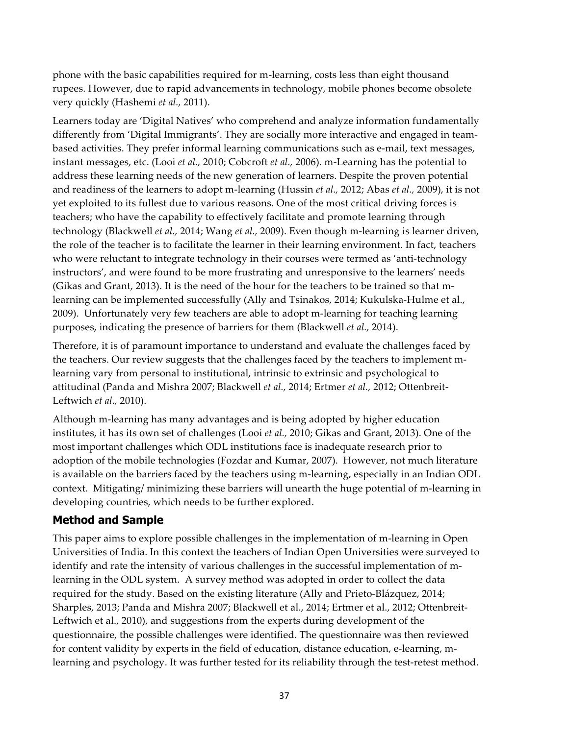phone with the basic capabilities required for m-learning, costs less than eight thousand rupees. However, due to rapid advancements in technology, mobile phones become obsolete very quickly (Hashemi *et al.,* 2011).

Learners today are 'Digital Natives' who comprehend and analyze information fundamentally differently from 'Digital Immigrants'. They are socially more interactive and engaged in team-based activities. They prefer informal learning communications such as e-mail, text messages, instant messages, etc. (Looi *et al.,* 2010; Cobcroft *et al.,* 2006). m-Learning has the potential to address these learning needs of the new generation of learners. Despite the proven potential and readiness of the learners to adopt m-learning (Hussin *et al.,* 2012; Abas *et al.,* 2009), it is not yet exploited to its fullest due to various reasons. One of the most critical driving forces is teachers; who have the capability to effectively facilitate and promote learning through technology (Blackwell *et al.,* 2014; Wang *et al.,* 2009). Even though m-learning is learner driven, the role of the teacher is to facilitate the learner in their learning environment. In fact, teachers who were reluctant to integrate technology in their courses were termed as 'anti-technology instructors', and were found to be more frustrating and unresponsive to the learners' needs (Gikas and Grant, 2013). It is the need of the hour for the teachers to be trained so that m-learning can be implemented successfully (Ally and Tsinakos, 2014; Kukulska-Hulme et al., 2009). Unfortunately very few teachers are able to adopt m-learning for teaching learning purposes, indicating the presence of barriers for them (Blackwell *et al.,* 2014).

Therefore, it is of paramount importance to understand and evaluate the challenges faced by the teachers. Our review suggests that the challenges faced by the teachers to implement m-learning vary from personal to institutional, intrinsic to extrinsic and psychological to attitudinal (Panda and Mishra 2007; Blackwell *et al.,* 2014; Ertmer *et al.,* 2012; Ottenbreit-Leftwich *et al.,* 2010).

Although m-learning has many advantages and is being adopted by higher education institutes, it has its own set of challenges (Looi *et al.,* 2010; Gikas and Grant, 2013). One of the most important challenges which ODL institutions face is inadequate research prior to adoption of the mobile technologies (Fozdar and Kumar, 2007). However, not much literature is available on the barriers faced by the teachers using m-learning, especially in an Indian ODL context. Mitigating/ minimizing these barriers will unearth the huge potential of m-learning in developing countries, which needs to be further explored.

## Method and Sample

This paper aims to explore possible challenges in the implementation of m-learning in Open Universities of India. In this context the teachers of Indian Open Universities were surveyed to identify and rate the intensity of various challenges in the successful implementation of m-learning in the ODL system. A survey method was adopted in order to collect the data required for the study. Based on the existing literature (Ally and Prieto-Blázquez, 2014; Sharples, 2013; Panda and Mishra 2007; Blackwell et al., 2014; Ertmer et al., 2012; Ottenbreit-Leftwich et al., 2010), and suggestions from the experts during development of the questionnaire, the possible challenges were identified. The questionnaire was then reviewed for content validity by experts in the field of education, distance education, e-learning, m-learning and psychology. It was further tested for its reliability through the test-retest method.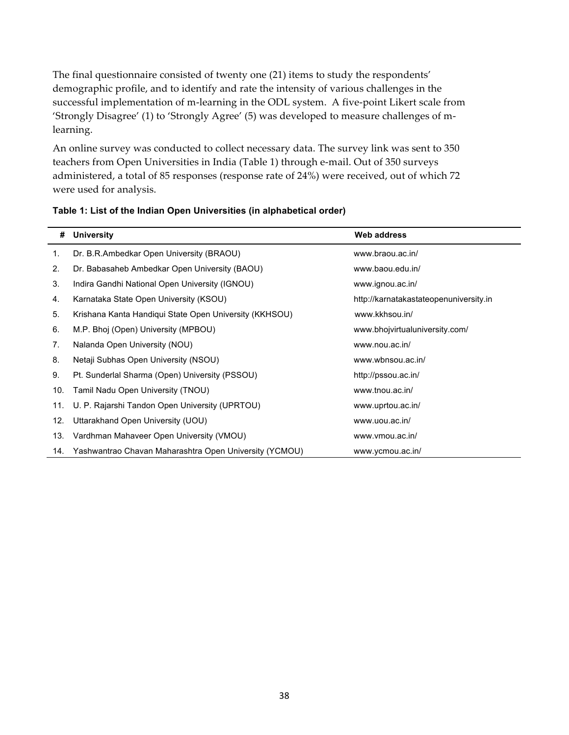The final questionnaire consisted of twenty one (21) items to study the respondents' demographic profile, and to identify and rate the intensity of various challenges in the successful implementation of m-learning in the ODL system. A five-point Likert scale from 'Strongly Disagree' (1) to 'Strongly Agree' (5) was developed to measure challenges of m-learning.

An online survey was conducted to collect necessary data. The survey link was sent to 350 teachers from Open Universities in India (Table 1) through e-mail. Out of 350 surveys administered, a total of 85 responses (response rate of 24%) were received, out of which 72 were used for analysis.

**Table 1: List of the Indian Open Universities (in alphabetical order)**

| # | University | Web address |
|---|---|---|
| 1. | Dr. B.R.Ambedkar Open University (BRAOU) | www.braou.ac.in/ |
| 2. | Dr. Babasaheb Ambedkar Open University (BAOU) | www.baou.edu.in/ |
| 3. | Indira Gandhi National Open University (IGNOU) | www.ignou.ac.in/ |
| 4. | Karnataka State Open University (KSOU) | http://karnatakastateopenuniversity.in |
| 5. | Krishana Kanta Handiqui State Open University (KKHSOU) | www.kkhsou.in/ |
| 6. | M.P. Bhoj (Open) University (MPBOU) | www.bhojvirtualuniversity.com/ |
| 7. | Nalanda Open University (NOU) | www.nou.ac.in/ |
| 8. | Netaji Subhas Open University (NSOU) | www.wbnsou.ac.in/ |
| 9. | Pt. Sunderlal Sharma (Open) University (PSSOU) | http://pssou.ac.in/ |
| 10. | Tamil Nadu Open University (TNOU) | www.tnou.ac.in/ |
| 11. | U. P. Rajarshi Tandon Open University (UPRTOU) | www.uprtou.ac.in/ |
| 12. | Uttarakhand Open University (UOU) | www.uou.ac.in/ |
| 13. | Vardhman Mahaveer Open University (VMOU) | www.vmou.ac.in/ |
| 14. | Yashwantrao Chavan Maharashtra Open University (YCMOU) | www.ycmou.ac.in/ |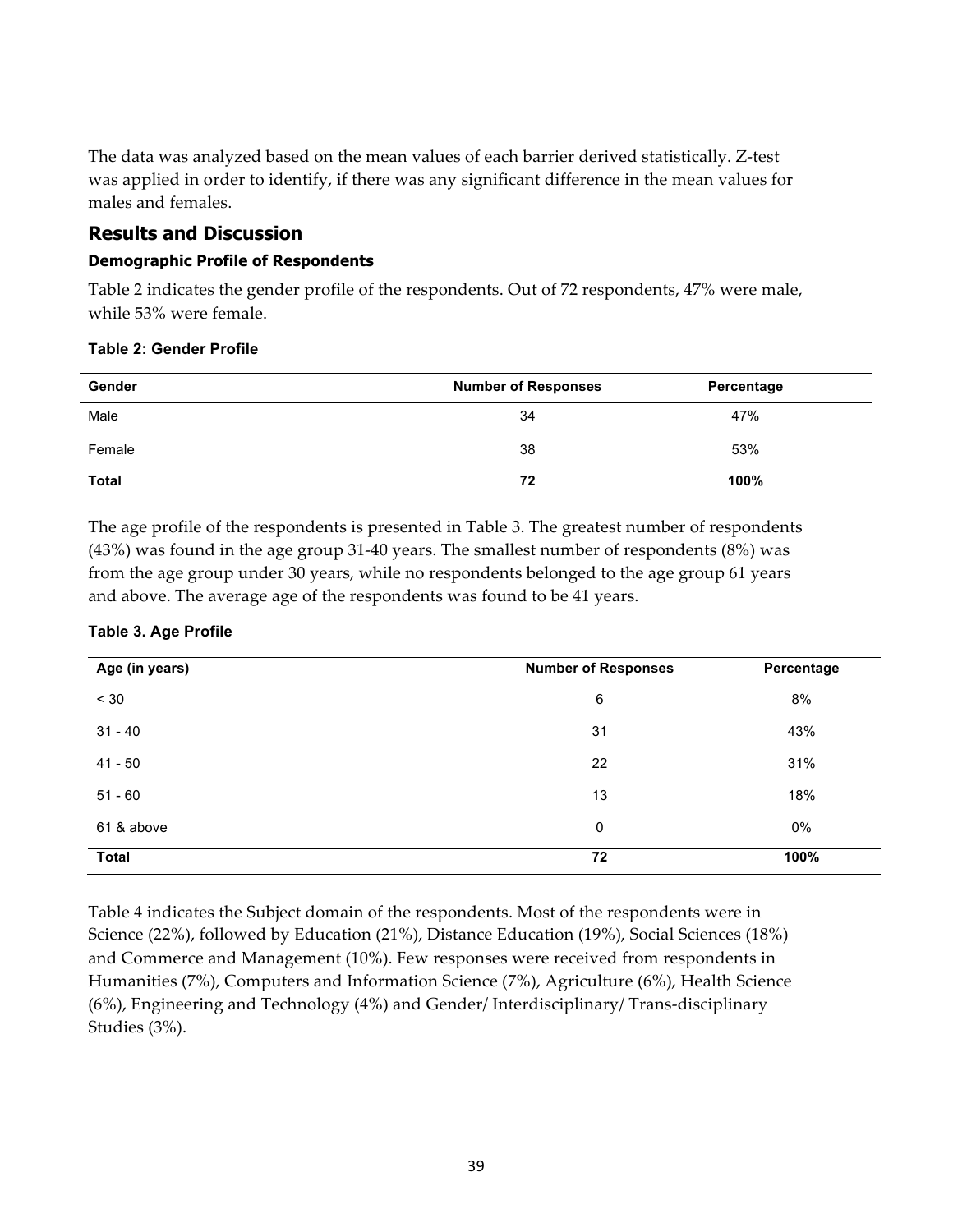The data was analyzed based on the mean values of each barrier derived statistically. Z-test was applied in order to identify, if there was any significant difference in the mean values for males and females.

## Results and Discussion

### Demographic Profile of Respondents

Table 2 indicates the gender profile of the respondents. Out of 72 respondents, 47% were male, while 53% were female.

**Table 2: Gender Profile**

| Gender | Number of Responses | Percentage |
|---|---|---|
| Male | 34 | 47% |
| Female | 38 | 53% |
| **Total** | **72** | **100%** |

The age profile of the respondents is presented in Table 3. The greatest number of respondents (43%) was found in the age group 31-40 years. The smallest number of respondents (8%) was from the age group under 30 years, while no respondents belonged to the age group 61 years and above. The average age of the respondents was found to be 41 years.

**Table 3. Age Profile**

| Age (in years) | Number of Responses | Percentage |
|---|---|---|
| < 30 | 6 | 8% |
| 31 - 40 | 31 | 43% |
| 41 - 50 | 22 | 31% |
| 51 - 60 | 13 | 18% |
| 61 & above | 0 | 0% |
| **Total** | **72** | **100%** |

Table 4 indicates the Subject domain of the respondents. Most of the respondents were in Science (22%), followed by Education (21%), Distance Education (19%), Social Sciences (18%) and Commerce and Management (10%). Few responses were received from respondents in Humanities (7%), Computers and Information Science (7%), Agriculture (6%), Health Science (6%), Engineering and Technology (4%) and Gender/ Interdisciplinary/ Trans-disciplinary Studies (3%).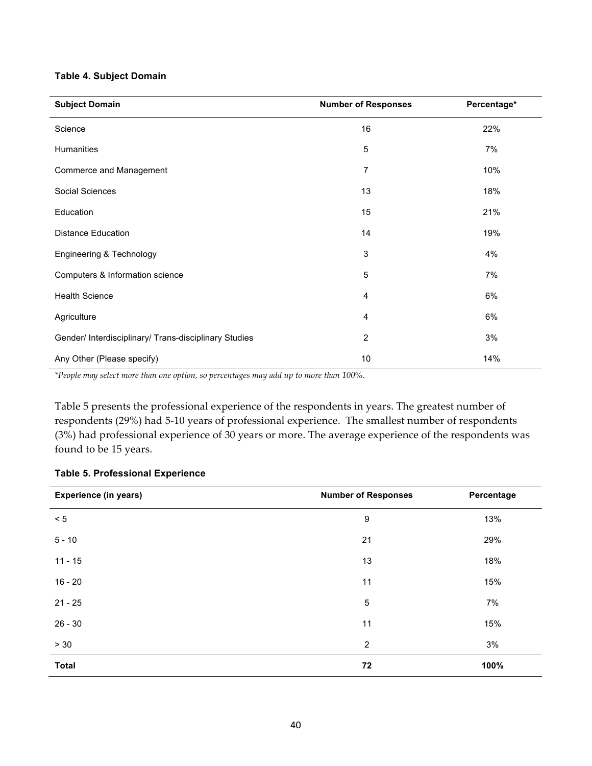**Table 4. Subject Domain**

| Subject Domain | Number of Responses | Percentage* |
|---|---|---|
| Science | 16 | 22% |
| Humanities | 5 | 7% |
| Commerce and Management | 7 | 10% |
| Social Sciences | 13 | 18% |
| Education | 15 | 21% |
| Distance Education | 14 | 19% |
| Engineering & Technology | 3 | 4% |
| Computers & Information science | 5 | 7% |
| Health Science | 4 | 6% |
| Agriculture | 4 | 6% |
| Gender/ Interdisciplinary/ Trans-disciplinary Studies | 2 | 3% |
| Any Other (Please specify) | 10 | 14% |

*\*People may select more than one option, so percentages may add up to more than 100%.*

Table 5 presents the professional experience of the respondents in years. The greatest number of respondents (29%) had 5-10 years of professional experience. The smallest number of respondents (3%) had professional experience of 30 years or more. The average experience of the respondents was found to be 15 years.

**Table 5. Professional Experience**

| Experience (in years) | Number of Responses | Percentage |
|---|---|---|
| < 5 | 9 | 13% |
| 5 - 10 | 21 | 29% |
| 11 - 15 | 13 | 18% |
| 16 - 20 | 11 | 15% |
| 21 - 25 | 5 | 7% |
| 26 - 30 | 11 | 15% |
| > 30 | 2 | 3% |
| **Total** | **72** | **100%** |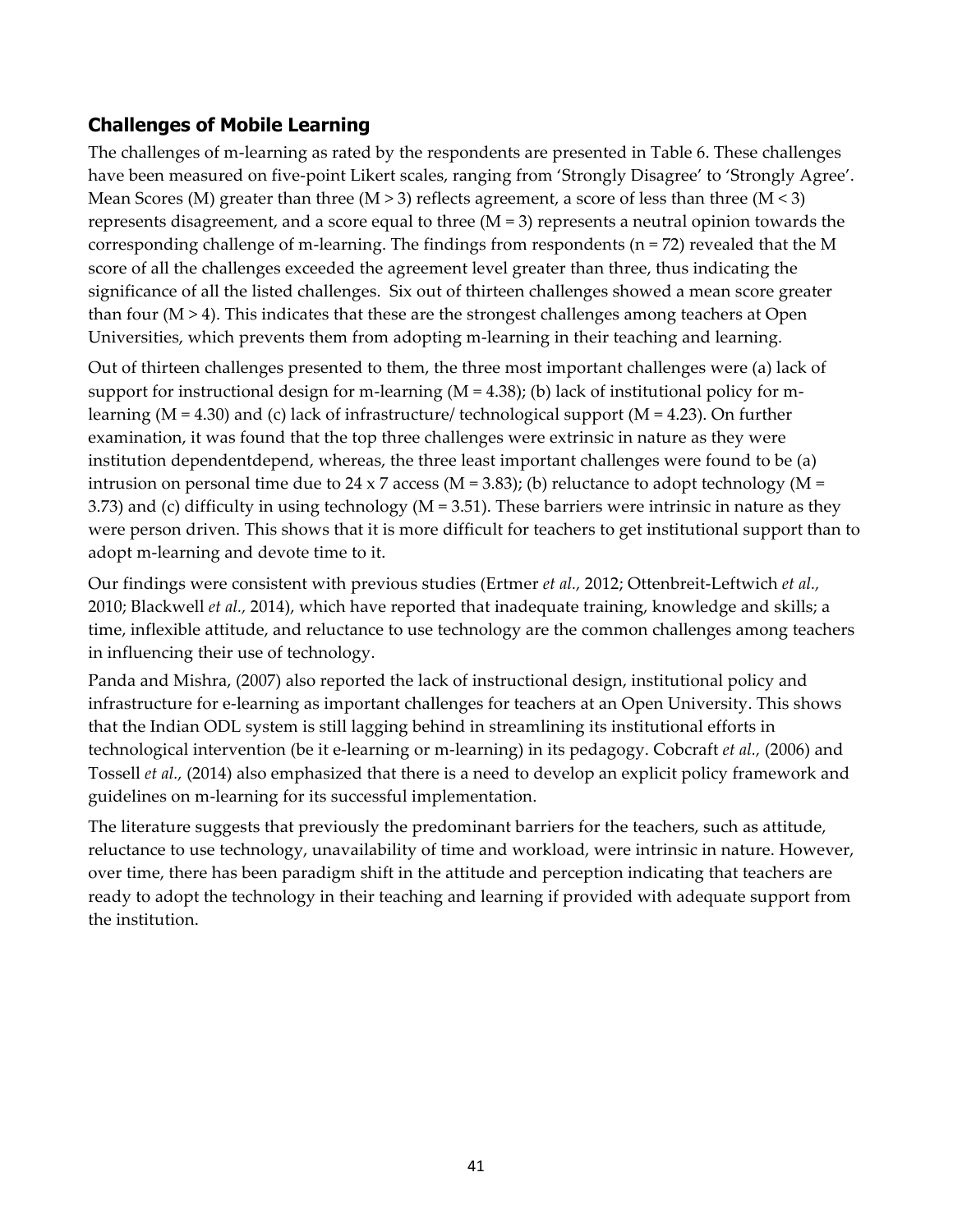## Challenges of Mobile Learning

The challenges of m-learning as rated by the respondents are presented in Table 6. These challenges have been measured on five-point Likert scales, ranging from 'Strongly Disagree' to 'Strongly Agree'. Mean Scores (M) greater than three ($M > 3$) reflects agreement, a score of less than three ($M < 3$) represents disagreement, and a score equal to three ($M = 3$) represents a neutral opinion towards the corresponding challenge of m-learning. The findings from respondents ($n = 72$) revealed that the M score of all the challenges exceeded the agreement level greater than three, thus indicating the significance of all the listed challenges. Six out of thirteen challenges showed a mean score greater than four ($M > 4$). This indicates that these are the strongest challenges among teachers at Open Universities, which prevents them from adopting m-learning in their teaching and learning.

Out of thirteen challenges presented to them, the three most important challenges were (a) lack of support for instructional design for m-learning ($M = 4.38$); (b) lack of institutional policy for m-learning ($M = 4.30$) and (c) lack of infrastructure/ technological support ($M = 4.23$). On further examination, it was found that the top three challenges were extrinsic in nature as they were institution dependentdepend, whereas, the three least important challenges were found to be (a) intrusion on personal time due to 24 x 7 access ($M = 3.83$); (b) reluctance to adopt technology ($M = 3.73$) and (c) difficulty in using technology ($M = 3.51$). These barriers were intrinsic in nature as they were person driven. This shows that it is more difficult for teachers to get institutional support than to adopt m-learning and devote time to it.

Our findings were consistent with previous studies (Ertmer *et al.,* 2012; Ottenbreit-Leftwich *et al.*, 2010; Blackwell *et al.,* 2014), which have reported that inadequate training, knowledge and skills; a time, inflexible attitude, and reluctance to use technology are the common challenges among teachers in influencing their use of technology.

Panda and Mishra, (2007) also reported the lack of instructional design, institutional policy and infrastructure for e-learning as important challenges for teachers at an Open University. This shows that the Indian ODL system is still lagging behind in streamlining its institutional efforts in technological intervention (be it e-learning or m-learning) in its pedagogy. Cobcraft *et al.,* (2006) and Tossell *et al.,* (2014) also emphasized that there is a need to develop an explicit policy framework and guidelines on m-learning for its successful implementation.

The literature suggests that previously the predominant barriers for the teachers, such as attitude, reluctance to use technology, unavailability of time and workload, were intrinsic in nature. However, over time, there has been paradigm shift in the attitude and perception indicating that teachers are ready to adopt the technology in their teaching and learning if provided with adequate support from the institution.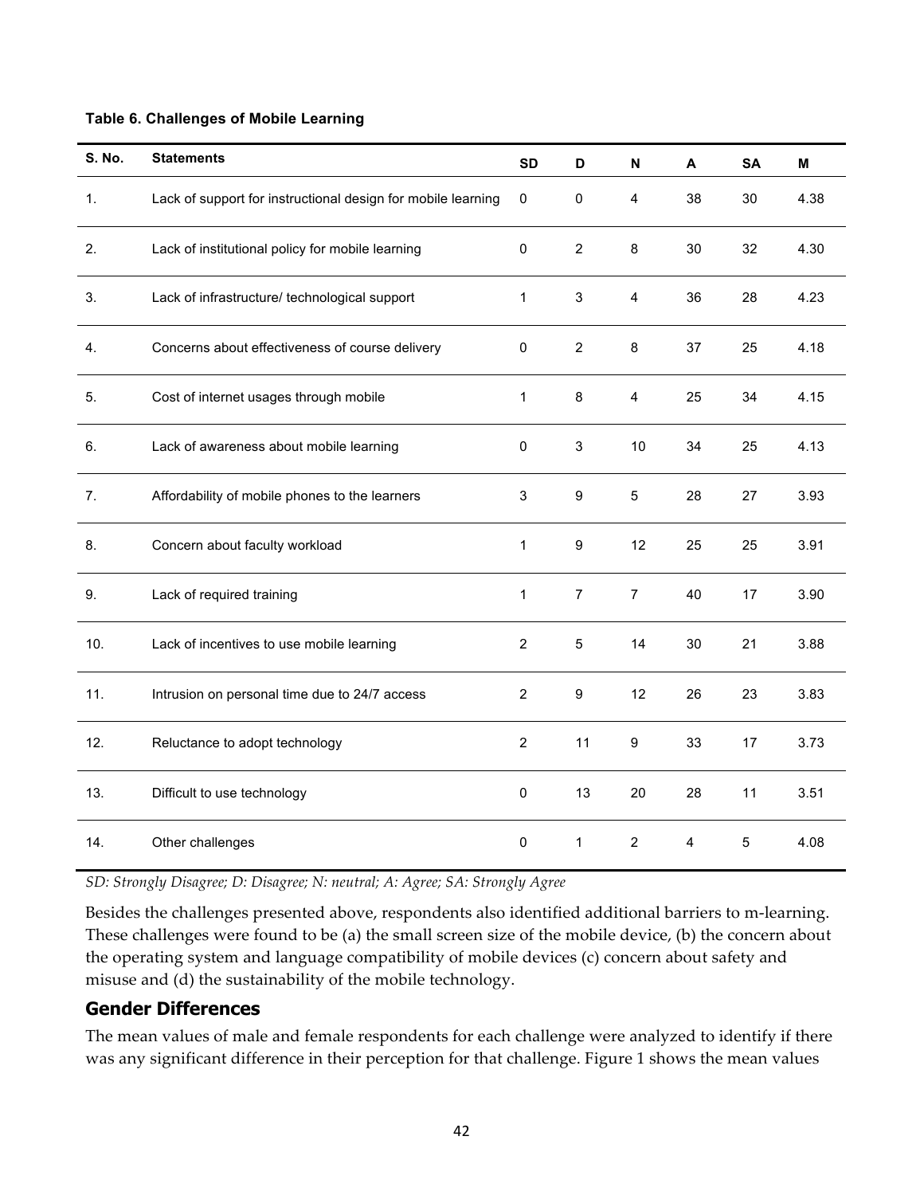**Table 6. Challenges of Mobile Learning**

| S. No. | Statements | SD | D | N | A | SA | M |
|---|---|---|---|---|---|---|---|
| 1. | Lack of support for instructional design for mobile learning | 0 | 0 | 4 | 38 | 30 | 4.38 |
| 2. | Lack of institutional policy for mobile learning | 0 | 2 | 8 | 30 | 32 | 4.30 |
| 3. | Lack of infrastructure/ technological support | 1 | 3 | 4 | 36 | 28 | 4.23 |
| 4. | Concerns about effectiveness of course delivery | 0 | 2 | 8 | 37 | 25 | 4.18 |
| 5. | Cost of internet usages through mobile | 1 | 8 | 4 | 25 | 34 | 4.15 |
| 6. | Lack of awareness about mobile learning | 0 | 3 | 10 | 34 | 25 | 4.13 |
| 7. | Affordability of mobile phones to the learners | 3 | 9 | 5 | 28 | 27 | 3.93 |
| 8. | Concern about faculty workload | 1 | 9 | 12 | 25 | 25 | 3.91 |
| 9. | Lack of required training | 1 | 7 | 7 | 40 | 17 | 3.90 |
| 10. | Lack of incentives to use mobile learning | 2 | 5 | 14 | 30 | 21 | 3.88 |
| 11. | Intrusion on personal time due to 24/7 access | 2 | 9 | 12 | 26 | 23 | 3.83 |
| 12. | Reluctance to adopt technology | 2 | 11 | 9 | 33 | 17 | 3.73 |
| 13. | Difficult to use technology | 0 | 13 | 20 | 28 | 11 | 3.51 |
| 14. | Other challenges | 0 | 1 | 2 | 4 | 5 | 4.08 |

*SD: Strongly Disagree; D: Disagree; N: neutral; A: Agree; SA: Strongly Agree*

Besides the challenges presented above, respondents also identified additional barriers to m-learning. These challenges were found to be (a) the small screen size of the mobile device, (b) the concern about the operating system and language compatibility of mobile devices (c) concern about safety and misuse and (d) the sustainability of the mobile technology.

## Gender Differences

The mean values of male and female respondents for each challenge were analyzed to identify if there was any significant difference in their perception for that challenge. Figure 1 shows the mean values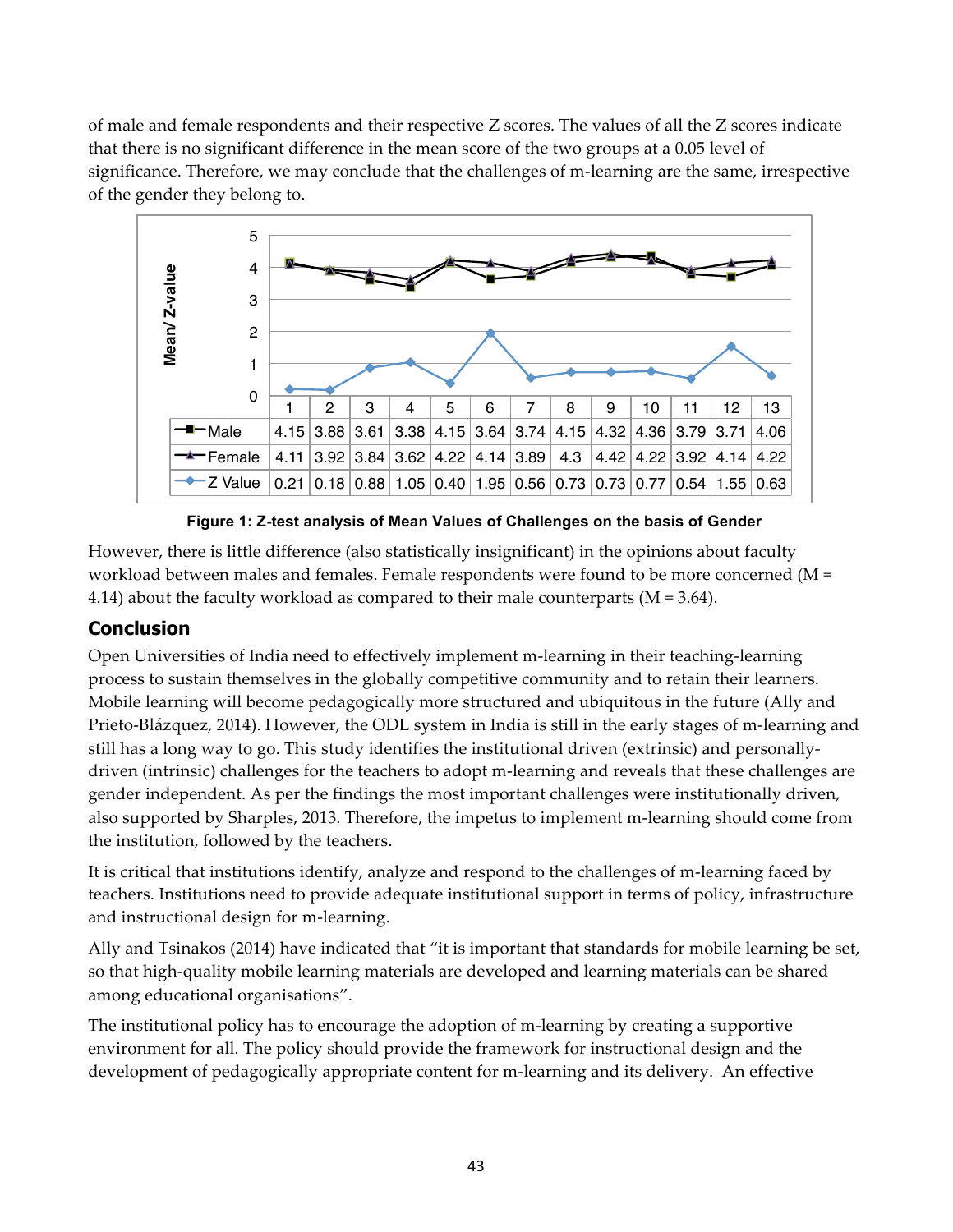of male and female respondents and their respective Z scores. The values of all the Z scores indicate that there is no significant difference in the mean score of the two groups at a 0.05 level of significance. Therefore, we may conclude that the challenges of m-learning are the same, irrespective of the gender they belong to.

| | 1 | 2 | 3 | 4 | 5 | 6 | 7 | 8 | 9 | 10 | 11 | 12 | 13 |
|---|---|---|---|---|---|---|---|---|---|---|---|---|---|
| Male | 4.15 | 3.88 | 3.61 | 3.38 | 4.15 | 3.64 | 3.74 | 4.15 | 4.32 | 4.36 | 3.79 | 3.71 | 4.06 |
| Female | 4.11 | 3.92 | 3.84 | 3.62 | 4.22 | 4.14 | 3.89 | 4.3 | 4.42 | 4.22 | 3.92 | 4.14 | 4.22 |
| Z Value | 0.21 | 0.18 | 0.88 | 1.05 | 0.40 | 1.95 | 0.56 | 0.73 | 0.73 | 0.77 | 0.54 | 1.55 | 0.63 |

**Figure 1: Z-test analysis of Mean Values of Challenges on the basis of Gender**

However, there is little difference (also statistically insignificant) in the opinions about faculty workload between males and females. Female respondents were found to be more concerned (M = 4.14) about the faculty workload as compared to their male counterparts (M = 3.64).

## Conclusion

Open Universities of India need to effectively implement m-learning in their teaching-learning process to sustain themselves in the globally competitive community and to retain their learners. Mobile learning will become pedagogically more structured and ubiquitous in the future (Ally and Prieto-Blázquez, 2014). However, the ODL system in India is still in the early stages of m-learning and still has a long way to go. This study identifies the institutional driven (extrinsic) and personally-driven (intrinsic) challenges for the teachers to adopt m-learning and reveals that these challenges are gender independent. As per the findings the most important challenges were institutionally driven, also supported by Sharples, 2013. Therefore, the impetus to implement m-learning should come from the institution, followed by the teachers.

It is critical that institutions identify, analyze and respond to the challenges of m-learning faced by teachers. Institutions need to provide adequate institutional support in terms of policy, infrastructure and instructional design for m-learning.

Ally and Tsinakos (2014) have indicated that "it is important that standards for mobile learning be set, so that high-quality mobile learning materials are developed and learning materials can be shared among educational organisations".

The institutional policy has to encourage the adoption of m-learning by creating a supportive environment for all. The policy should provide the framework for instructional design and the development of pedagogically appropriate content for m-learning and its delivery. An effective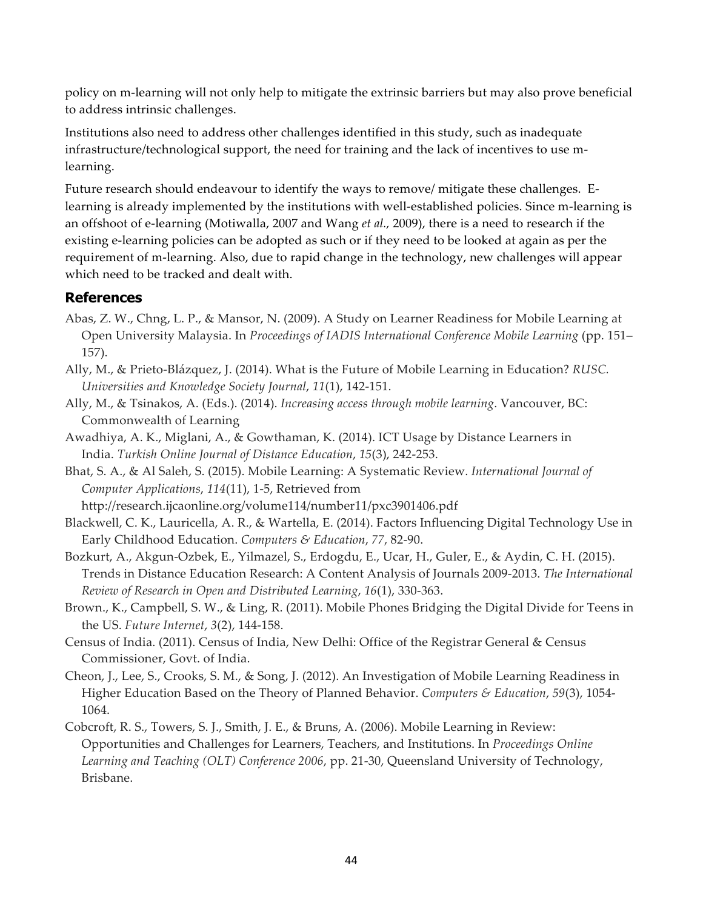policy on m-learning will not only help to mitigate the extrinsic barriers but may also prove beneficial to address intrinsic challenges.

Institutions also need to address other challenges identified in this study, such as inadequate infrastructure/technological support, the need for training and the lack of incentives to use m-learning.

Future research should endeavour to identify the ways to remove/ mitigate these challenges. E-learning is already implemented by the institutions with well-established policies. Since m-learning is an offshoot of e-learning (Motiwalla, 2007 and Wang *et al.,* 2009), there is a need to research if the existing e-learning policies can be adopted as such or if they need to be looked at again as per the requirement of m-learning. Also, due to rapid change in the technology, new challenges will appear which need to be tracked and dealt with.

## References

Abas, Z. W., Chng, L. P., & Mansor, N. (2009). A Study on Learner Readiness for Mobile Learning at Open University Malaysia. In *Proceedings of IADIS International Conference Mobile Learning* (pp. 151–157).

Ally, M., & Prieto-Blázquez, J. (2014). What is the Future of Mobile Learning in Education? *RUSC. Universities and Knowledge Society Journal*, *11*(1), 142-151.

Ally, M., & Tsinakos, A. (Eds.). (2014). *Increasing access through mobile learning*. Vancouver, BC: Commonwealth of Learning

Awadhiya, A. K., Miglani, A., & Gowthaman, K. (2014). ICT Usage by Distance Learners in India. *Turkish Online Journal of Distance Education*, *15*(3), 242-253.

Bhat, S. A., & Al Saleh, S. (2015). Mobile Learning: A Systematic Review. *International Journal of Computer Applications*, *114*(11), 1-5, Retrieved from http://research.ijcaonline.org/volume114/number11/pxc3901406.pdf

Blackwell, C. K., Lauricella, A. R., & Wartella, E. (2014). Factors Influencing Digital Technology Use in Early Childhood Education. *Computers & Education*, *77*, 82-90.

Bozkurt, A., Akgun-Ozbek, E., Yilmazel, S., Erdogdu, E., Ucar, H., Guler, E., & Aydin, C. H. (2015). Trends in Distance Education Research: A Content Analysis of Journals 2009-2013. *The International Review of Research in Open and Distributed Learning*, *16*(1), 330-363.

Brown., K., Campbell, S. W., & Ling, R. (2011). Mobile Phones Bridging the Digital Divide for Teens in the US. *Future Internet*, *3*(2), 144-158.

Census of India. (2011). Census of India, New Delhi: Office of the Registrar General & Census Commissioner, Govt. of India.

Cheon, J., Lee, S., Crooks, S. M., & Song, J. (2012). An Investigation of Mobile Learning Readiness in Higher Education Based on the Theory of Planned Behavior. *Computers & Education*, *59*(3), 1054-1064.

Cobcroft, R. S., Towers, S. J., Smith, J. E., & Bruns, A. (2006). Mobile Learning in Review: Opportunities and Challenges for Learners, Teachers, and Institutions. In *Proceedings Online Learning and Teaching (OLT) Conference 2006*, pp. 21-30, Queensland University of Technology, Brisbane.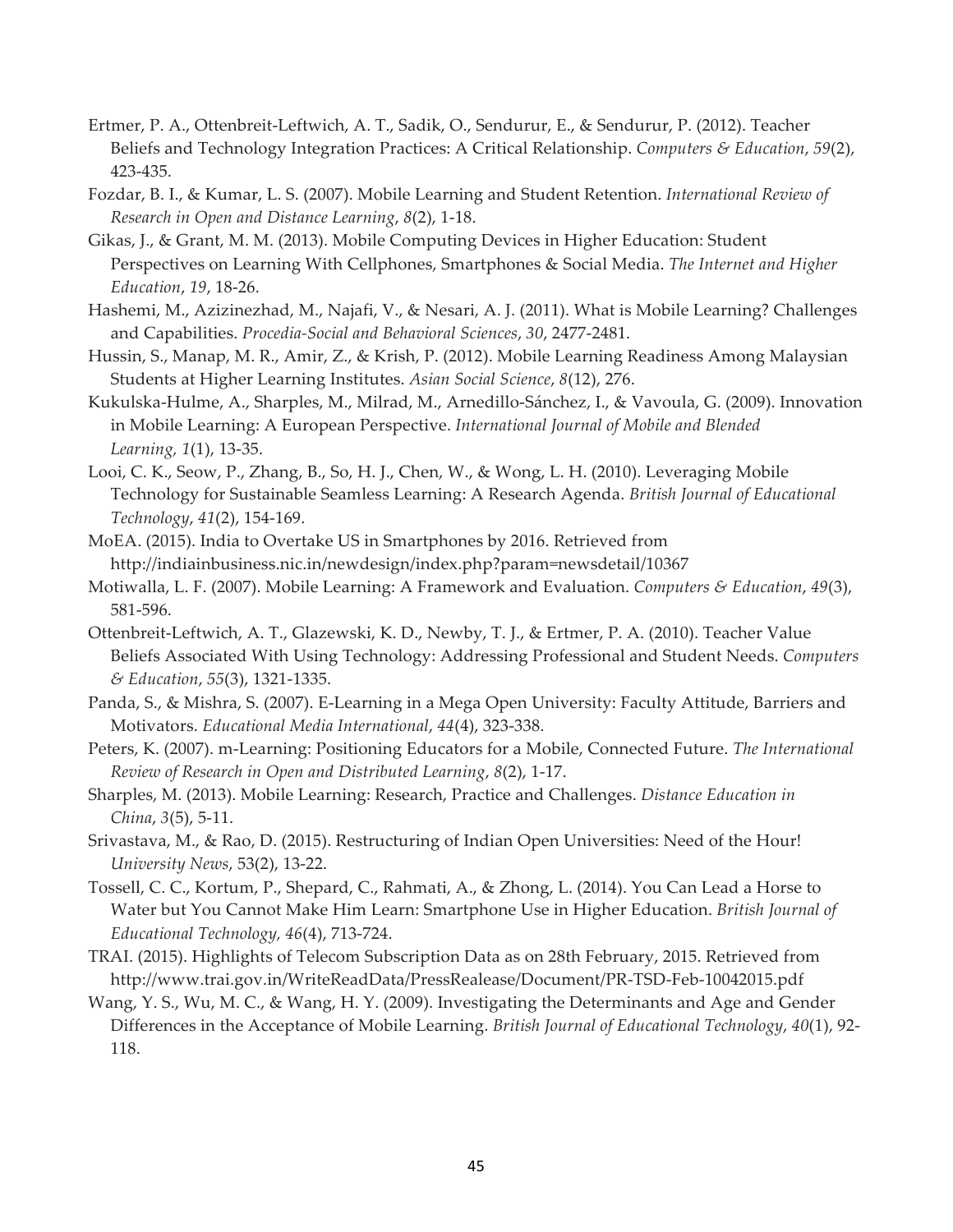Ertmer, P. A., Ottenbreit-Leftwich, A. T., Sadik, O., Sendurur, E., & Sendurur, P. (2012). Teacher Beliefs and Technology Integration Practices: A Critical Relationship. *Computers & Education*, *59*(2), 423-435.

Fozdar, B. I., & Kumar, L. S. (2007). Mobile Learning and Student Retention. *International Review of Research in Open and Distance Learning*, *8*(2), 1-18.

Gikas, J., & Grant, M. M. (2013). Mobile Computing Devices in Higher Education: Student Perspectives on Learning With Cellphones, Smartphones & Social Media. *The Internet and Higher Education*, *19*, 18-26.

Hashemi, M., Azizinezhad, M., Najafi, V., & Nesari, A. J. (2011). What is Mobile Learning? Challenges and Capabilities. *Procedia-Social and Behavioral Sciences*, *30*, 2477-2481.

Hussin, S., Manap, M. R., Amir, Z., & Krish, P. (2012). Mobile Learning Readiness Among Malaysian Students at Higher Learning Institutes. *Asian Social Science*, *8*(12), 276.

Kukulska-Hulme, A., Sharples, M., Milrad, M., Arnedillo-Sánchez, I., & Vavoula, G. (2009). Innovation in Mobile Learning: A European Perspective. *International Journal of Mobile and Blended Learning, 1*(1), 13-35.

Looi, C. K., Seow, P., Zhang, B., So, H. J., Chen, W., & Wong, L. H. (2010). Leveraging Mobile Technology for Sustainable Seamless Learning: A Research Agenda. *British Journal of Educational Technology*, *41*(2), 154-169.

MoEA. (2015). India to Overtake US in Smartphones by 2016. Retrieved from http://indiainbusiness.nic.in/newdesign/index.php?param=newsdetail/10367

Motiwalla, L. F. (2007). Mobile Learning: A Framework and Evaluation. *Computers & Education*, *49*(3), 581-596.

Ottenbreit-Leftwich, A. T., Glazewski, K. D., Newby, T. J., & Ertmer, P. A. (2010). Teacher Value Beliefs Associated With Using Technology: Addressing Professional and Student Needs. *Computers & Education*, *55*(3), 1321-1335.

Panda, S., & Mishra, S. (2007). E-Learning in a Mega Open University: Faculty Attitude, Barriers and Motivators. *Educational Media International*, *44*(4), 323-338.

Peters, K. (2007). m-Learning: Positioning Educators for a Mobile, Connected Future. *The International Review of Research in Open and Distributed Learning*, *8*(2), 1-17.

Sharples, M. (2013). Mobile Learning: Research, Practice and Challenges. *Distance Education in China*, *3*(5), 5-11.

Srivastava, M., & Rao, D. (2015). Restructuring of Indian Open Universities: Need of the Hour! *University News*, 53(2), 13-22.

Tossell, C. C., Kortum, P., Shepard, C., Rahmati, A., & Zhong, L. (2014). You Can Lead a Horse to Water but You Cannot Make Him Learn: Smartphone Use in Higher Education. *British Journal of Educational Technology, 46*(4), 713-724.

TRAI. (2015). Highlights of Telecom Subscription Data as on 28th February, 2015. Retrieved from http://www.trai.gov.in/WriteReadData/PressRealease/Document/PR-TSD-Feb-10042015.pdf

Wang, Y. S., Wu, M. C., & Wang, H. Y. (2009). Investigating the Determinants and Age and Gender Differences in the Acceptance of Mobile Learning. *British Journal of Educational Technology*, *40*(1), 92-118.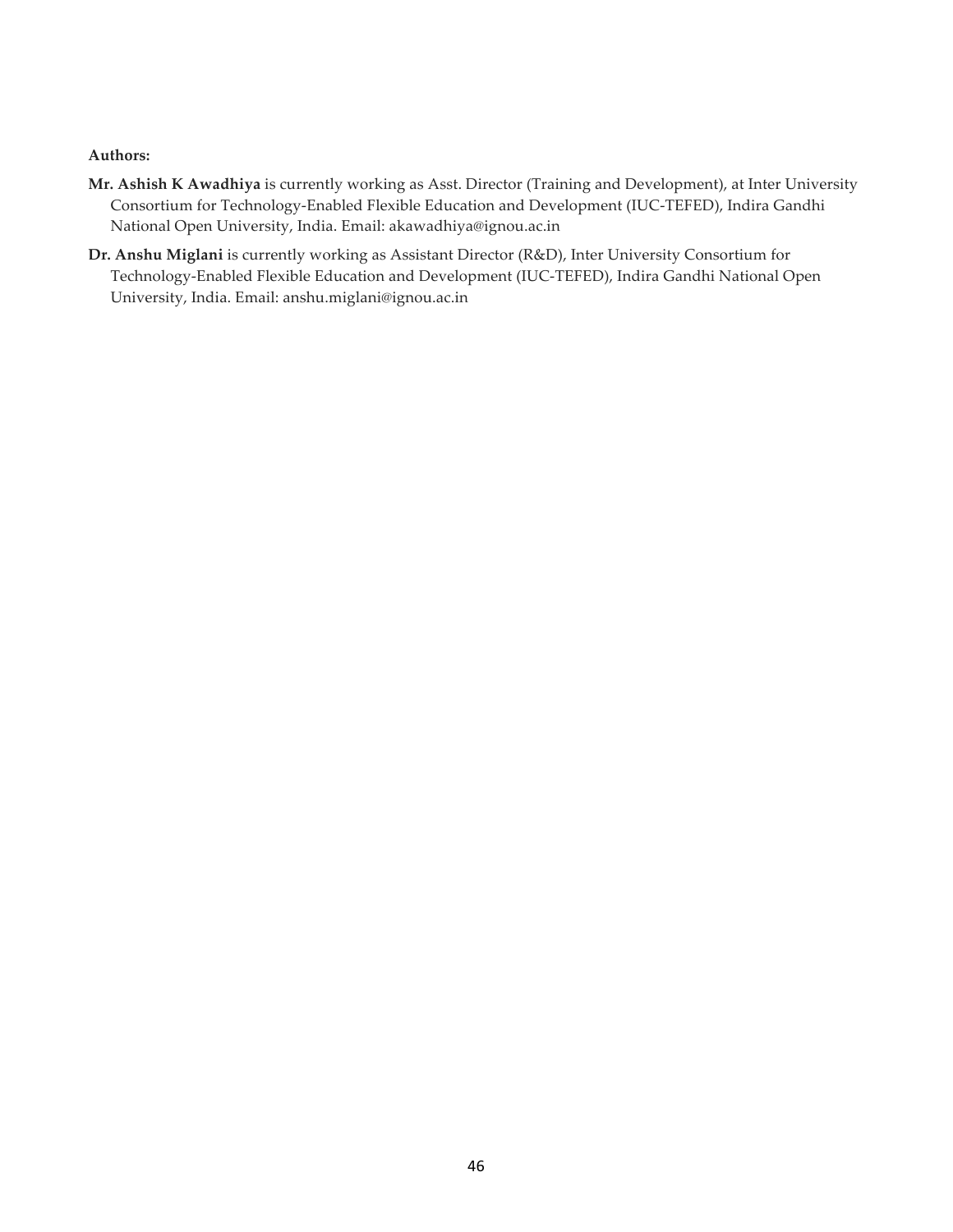**Authors:**

**Mr. Ashish K Awadhiya** is currently working as Asst. Director (Training and Development), at Inter University Consortium for Technology-Enabled Flexible Education and Development (IUC-TEFED), Indira Gandhi National Open University, India. Email: akawadhiya@ignou.ac.in

**Dr. Anshu Miglani** is currently working as Assistant Director (R&D), Inter University Consortium for Technology-Enabled Flexible Education and Development (IUC-TEFED), Indira Gandhi National Open University, India. Email: anshu.miglani@ignou.ac.in